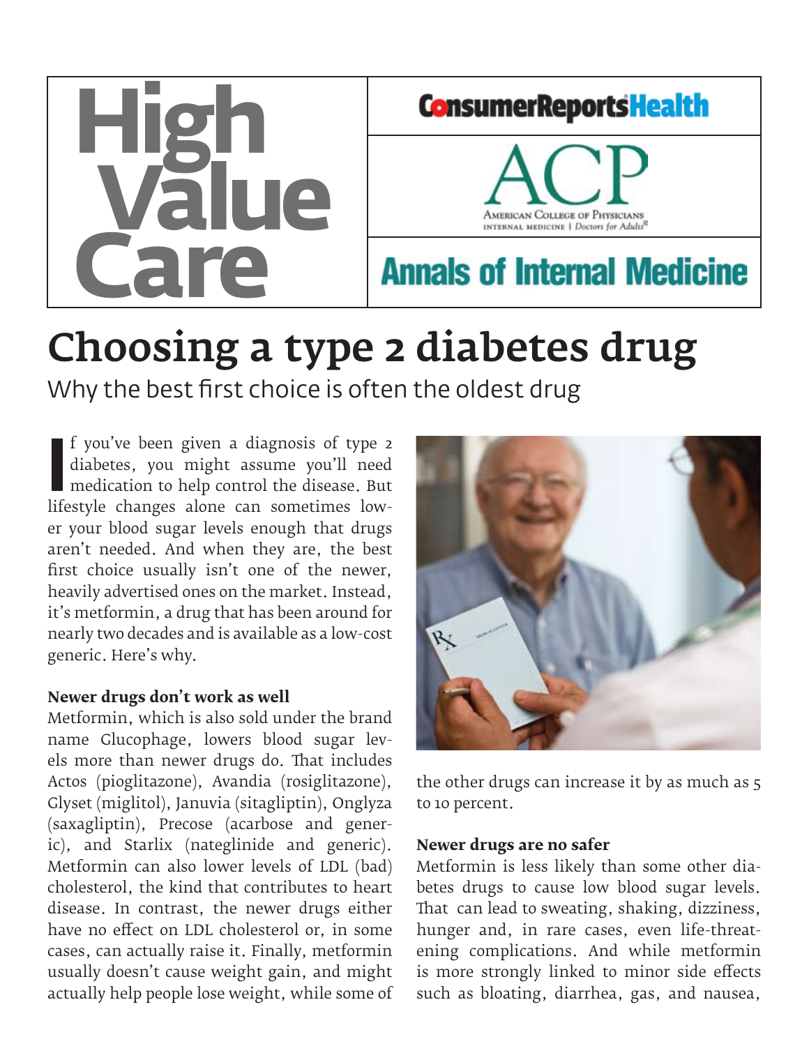# High Value Care

ConsumerReportsHealth

ACP — American College of Physicians, Internal Medicine | Doctors for Adults

Annals of Internal Medicine

# Choosing a type 2 diabetes drug

Why the best first choice is often the oldest drug

If you've been given a diagnosis of type 2 diabetes, you might assume you'll need medication to help control the disease. But lifestyle changes alone can sometimes lower your blood sugar levels enough that drugs aren't needed. And when they are, the best first choice usually isn't one of the newer, heavily advertised ones on the market. Instead, it's metformin, a drug that has been around for nearly two decades and is available as a low-cost generic. Here's why.

**Newer drugs don't work as well**

Metformin, which is also sold under the brand name Glucophage, lowers blood sugar levels more than newer drugs do. That includes Actos (pioglitazone), Avandia (rosiglitazone), Glyset (miglitol), Januvia (sitagliptin), Onglyza (saxagliptin), Precose (acarbose and generic), and Starlix (nateglinide and generic). Metformin can also lower levels of LDL (bad) cholesterol, the kind that contributes to heart disease. In contrast, the newer drugs either have no effect on LDL cholesterol or, in some cases, can actually raise it. Finally, metformin usually doesn't cause weight gain, and might actually help people lose weight, while some of the other drugs can increase it by as much as 5 to 10 percent.

**Newer drugs are no safer**

Metformin is less likely than some other diabetes drugs to cause low blood sugar levels. That can lead to sweating, shaking, dizziness, hunger and, in rare cases, even life-threatening complications. And while metformin is more strongly linked to minor side effects such as bloating, diarrhea, gas, and nausea,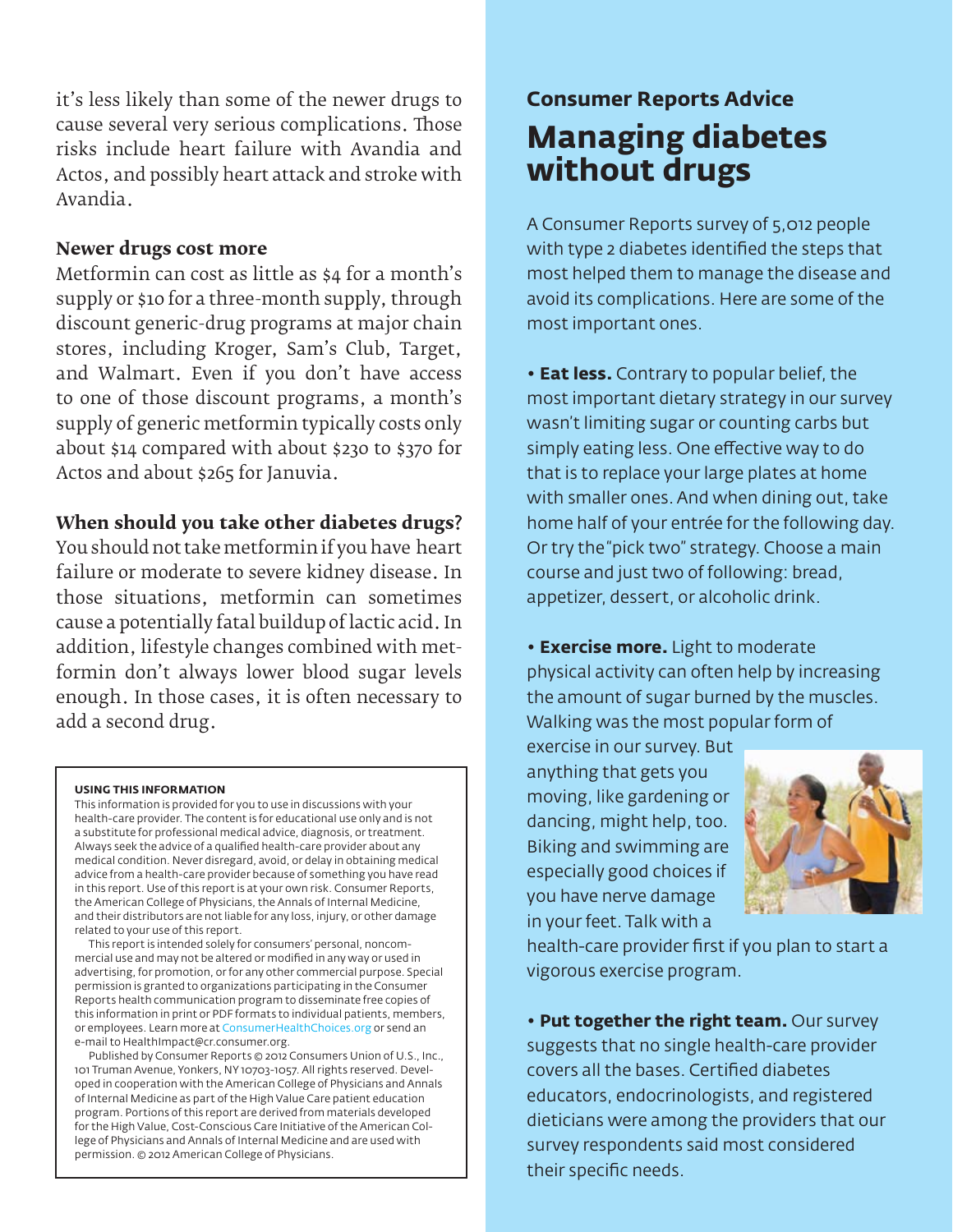it's less likely than some of the newer drugs to cause several very serious complications. Those risks include heart failure with Avandia and Actos, and possibly heart attack and stroke with Avandia.

### Newer drugs cost more

Metformin can cost as little as $4 for a month's supply or $10 for a three-month supply, through discount generic-drug programs at major chain stores, including Kroger, Sam's Club, Target, and Walmart. Even if you don't have access to one of those discount programs, a month's supply of generic metformin typically costs only about $14 compared with about $230 to $370 for Actos and about $265 for Januvia.

### When should you take other diabetes drugs?

You should not take metformin if you have heart failure or moderate to severe kidney disease. In those situations, metformin can sometimes cause a potentially fatal buildup of lactic acid. In addition, lifestyle changes combined with metformin don't always lower blood sugar levels enough. In those cases, it is often necessary to add a second drug.

**USING THIS INFORMATION**

This information is provided for you to use in discussions with your health-care provider. The content is for educational use only and is not a substitute for professional medical advice, diagnosis, or treatment. Always seek the advice of a qualified health-care provider about any medical condition. Never disregard, avoid, or delay in obtaining medical advice from a health-care provider because of something you have read in this report. Use of this report is at your own risk. Consumer Reports, the American College of Physicians, the Annals of Internal Medicine, and their distributors are not liable for any loss, injury, or other damage related to your use of this report.

This report is intended solely for consumers' personal, noncommercial use and may not be altered or modified in any way or used in advertising, for promotion, or for any other commercial purpose. Special permission is granted to organizations participating in the Consumer Reports health communication program to disseminate free copies of this information in print or PDF formats to individual patients, members, or employees. Learn more at ConsumerHealthChoices.org or send an e-mail to HealthImpact@cr.consumer.org.

Published by Consumer Reports © 2012 Consumers Union of U.S., Inc., 101 Truman Avenue, Yonkers, NY 10703-1057. All rights reserved. Developed in cooperation with the American College of Physicians and Annals of Internal Medicine as part of the High Value Care patient education program. Portions of this report are derived from materials developed for the High Value, Cost-Conscious Care Initiative of the American College of Physicians and Annals of Internal Medicine and are used with permission. © 2012 American College of Physicians.

**Consumer Reports Advice**

## Managing diabetes without drugs

A Consumer Reports survey of 5,012 people with type 2 diabetes identified the steps that most helped them to manage the disease and avoid its complications. Here are some of the most important ones.

- **Eat less.** Contrary to popular belief, the most important dietary strategy in our survey wasn't limiting sugar or counting carbs but simply eating less. One effective way to do that is to replace your large plates at home with smaller ones. And when dining out, take home half of your entrée for the following day. Or try the "pick two" strategy. Choose a main course and just two of following: bread, appetizer, dessert, or alcoholic drink.

- **Exercise more.** Light to moderate physical activity can often help by increasing the amount of sugar burned by the muscles. Walking was the most popular form of exercise in our survey. But anything that gets you moving, like gardening or dancing, might help, too. Biking and swimming are especially good choices if you have nerve damage in your feet. Talk with a health-care provider first if you plan to start a vigorous exercise program.

- **Put together the right team.** Our survey suggests that no single health-care provider covers all the bases. Certified diabetes educators, endocrinologists, and registered dieticians were among the providers that our survey respondents said most considered their specific needs.